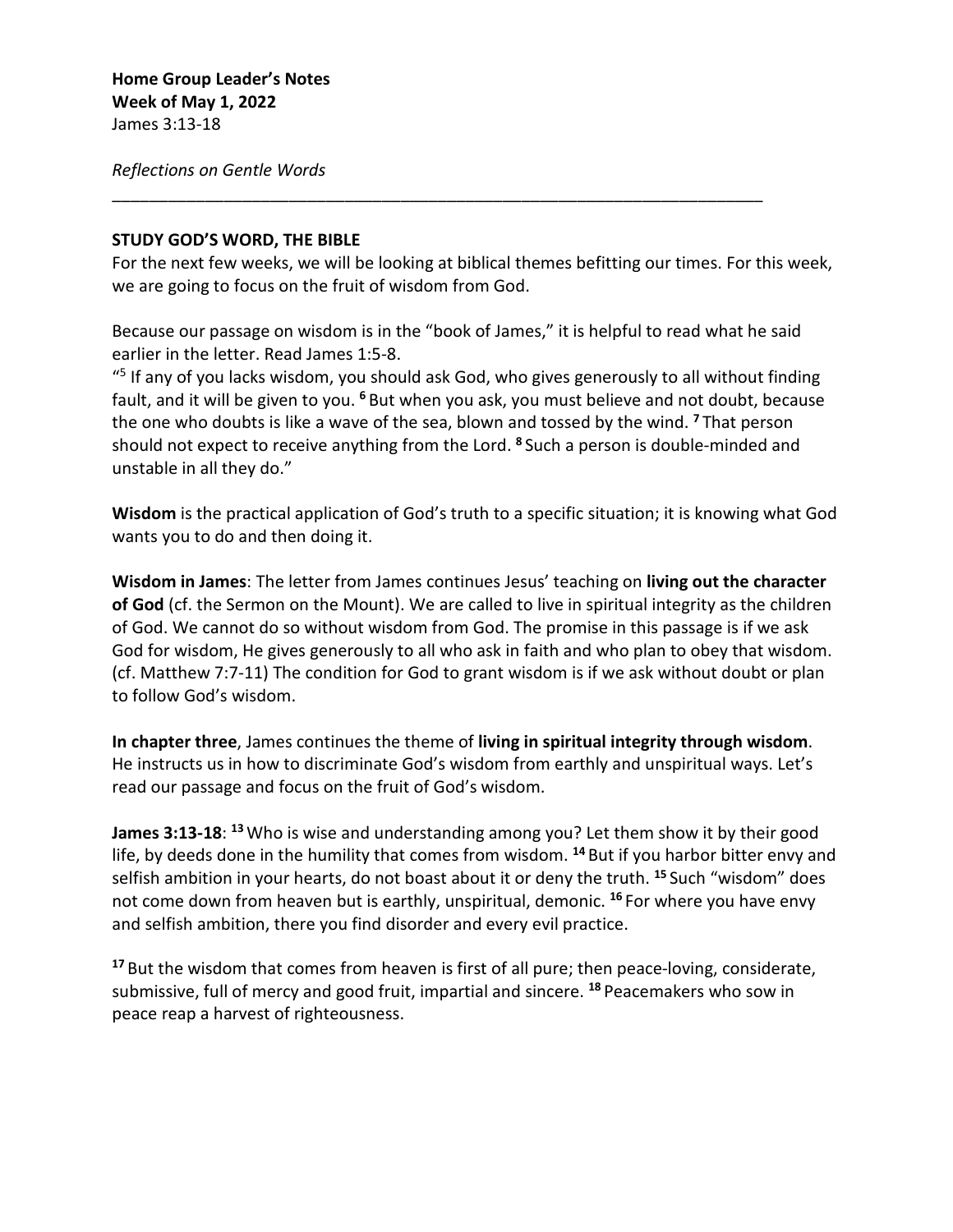**Home Group Leader's Notes**
**Week of May 1, 2022**
James 3:13-18

*Reflections on Gentle Words*

---

## STUDY GOD'S WORD, THE BIBLE

For the next few weeks, we will be looking at biblical themes befitting our times. For this week, we are going to focus on the fruit of wisdom from God.

Because our passage on wisdom is in the "book of James," it is helpful to read what he said earlier in the letter. Read James 1:5-8.

"[5] If any of you lacks wisdom, you should ask God, who gives generously to all without finding fault, and it will be given to you. **[6]** But when you ask, you must believe and not doubt, because the one who doubts is like a wave of the sea, blown and tossed by the wind. **[7]** That person should not expect to receive anything from the Lord. **[8]** Such a person is double-minded and unstable in all they do."

**Wisdom** is the practical application of God's truth to a specific situation; it is knowing what God wants you to do and then doing it.

**Wisdom in James**: The letter from James continues Jesus' teaching on **living out the character of God** (cf. the Sermon on the Mount). We are called to live in spiritual integrity as the children of God. We cannot do so without wisdom from God. The promise in this passage is if we ask God for wisdom, He gives generously to all who ask in faith and who plan to obey that wisdom. (cf. Matthew 7:7-11) The condition for God to grant wisdom is if we ask without doubt or plan to follow God's wisdom.

**In chapter three**, James continues the theme of **living in spiritual integrity through wisdom**. He instructs us in how to discriminate God's wisdom from earthly and unspiritual ways. Let's read our passage and focus on the fruit of God's wisdom.

**James 3:13-18**: **[13]** Who is wise and understanding among you? Let them show it by their good life, by deeds done in the humility that comes from wisdom. **[14]** But if you harbor bitter envy and selfish ambition in your hearts, do not boast about it or deny the truth. **[15]** Such "wisdom" does not come down from heaven but is earthly, unspiritual, demonic. **[16]** For where you have envy and selfish ambition, there you find disorder and every evil practice.

**[17]** But the wisdom that comes from heaven is first of all pure; then peace-loving, considerate, submissive, full of mercy and good fruit, impartial and sincere. **[18]** Peacemakers who sow in peace reap a harvest of righteousness.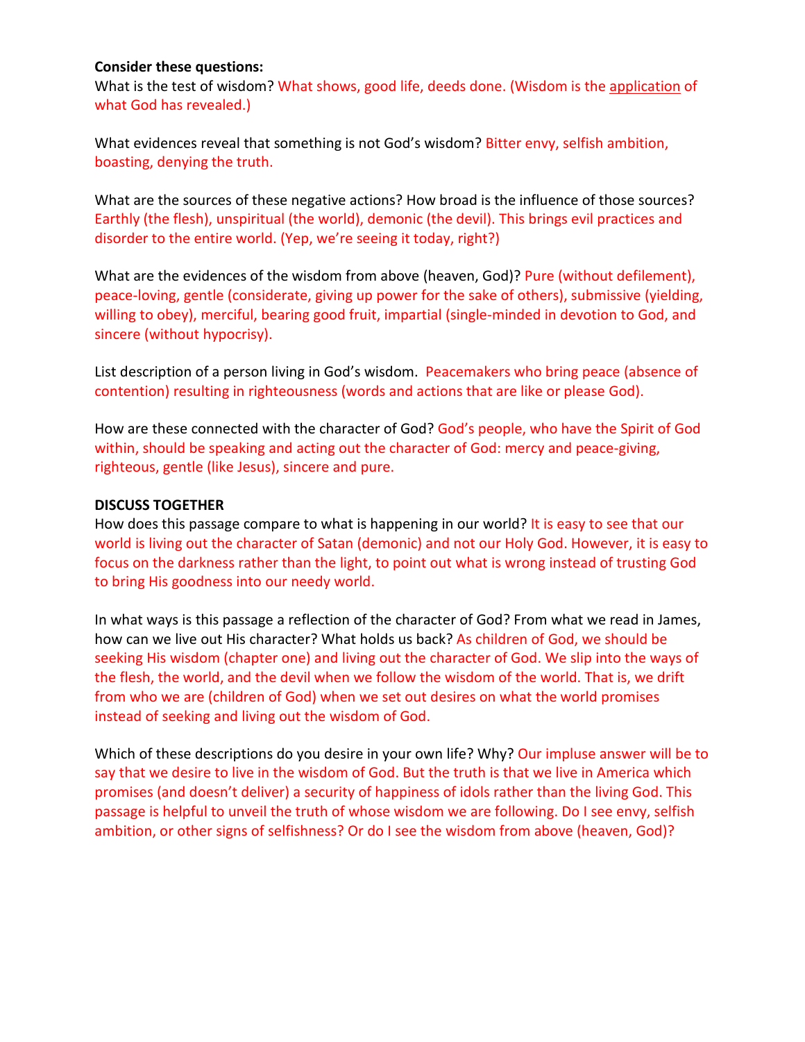**Consider these questions:**

What is the test of wisdom? What shows, good life, deeds done. (Wisdom is the <u>application</u> of what God has revealed.)

What evidences reveal that something is not God's wisdom? Bitter envy, selfish ambition, boasting, denying the truth.

What are the sources of these negative actions? How broad is the influence of those sources? Earthly (the flesh), unspiritual (the world), demonic (the devil). This brings evil practices and disorder to the entire world. (Yep, we're seeing it today, right?)

What are the evidences of the wisdom from above (heaven, God)? Pure (without defilement), peace-loving, gentle (considerate, giving up power for the sake of others), submissive (yielding, willing to obey), merciful, bearing good fruit, impartial (single-minded in devotion to God, and sincere (without hypocrisy).

List description of a person living in God's wisdom. Peacemakers who bring peace (absence of contention) resulting in righteousness (words and actions that are like or please God).

How are these connected with the character of God? God's people, who have the Spirit of God within, should be speaking and acting out the character of God: mercy and peace-giving, righteous, gentle (like Jesus), sincere and pure.

**DISCUSS TOGETHER**

How does this passage compare to what is happening in our world? It is easy to see that our world is living out the character of Satan (demonic) and not our Holy God. However, it is easy to focus on the darkness rather than the light, to point out what is wrong instead of trusting God to bring His goodness into our needy world.

In what ways is this passage a reflection of the character of God? From what we read in James, how can we live out His character? What holds us back? As children of God, we should be seeking His wisdom (chapter one) and living out the character of God. We slip into the ways of the flesh, the world, and the devil when we follow the wisdom of the world. That is, we drift from who we are (children of God) when we set out desires on what the world promises instead of seeking and living out the wisdom of God.

Which of these descriptions do you desire in your own life? Why? Our impluse answer will be to say that we desire to live in the wisdom of God. But the truth is that we live in America which promises (and doesn't deliver) a security of happiness of idols rather than the living God. This passage is helpful to unveil the truth of whose wisdom we are following. Do I see envy, selfish ambition, or other signs of selfishness? Or do I see the wisdom from above (heaven, God)?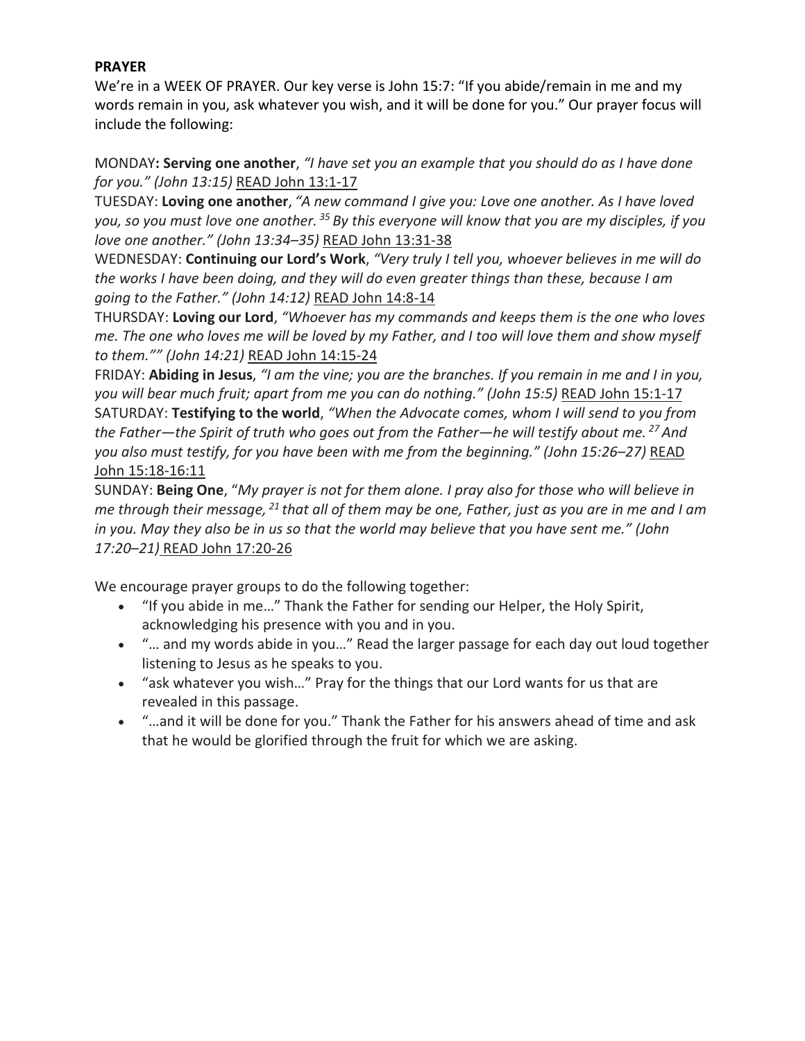**PRAYER**

We're in a WEEK OF PRAYER. Our key verse is John 15:7: "If you abide/remain in me and my words remain in you, ask whatever you wish, and it will be done for you." Our prayer focus will include the following:

MONDAY**: Serving one another**, *"I have set you an example that you should do as I have done for you." (John 13:15)* READ John 13:1-17

TUESDAY: **Loving one another**, *"A new command I give you: Love one another. As I have loved you, so you must love one another. [35] By this everyone will know that you are my disciples, if you love one another." (John 13:34–35)* READ John 13:31-38

WEDNESDAY: **Continuing our Lord's Work**, *"Very truly I tell you, whoever believes in me will do the works I have been doing, and they will do even greater things than these, because I am going to the Father." (John 14:12)* READ John 14:8-14

THURSDAY: **Loving our Lord**, *"Whoever has my commands and keeps them is the one who loves me. The one who loves me will be loved by my Father, and I too will love them and show myself to them."" (John 14:21)* READ John 14:15-24

FRIDAY: **Abiding in Jesus**, *"I am the vine; you are the branches. If you remain in me and I in you, you will bear much fruit; apart from me you can do nothing." (John 15:5)* READ John 15:1-17

SATURDAY: **Testifying to the world**, *"When the Advocate comes, whom I will send to you from the Father—the Spirit of truth who goes out from the Father—he will testify about me. [27] And you also must testify, for you have been with me from the beginning." (John 15:26–27)* READ John 15:18-16:11

SUNDAY: **Being One**, "*My prayer is not for them alone. I pray also for those who will believe in me through their message, [21] that all of them may be one, Father, just as you are in me and I am in you. May they also be in us so that the world may believe that you have sent me." (John 17:20–21)* READ John 17:20-26

We encourage prayer groups to do the following together:

- "If you abide in me…" Thank the Father for sending our Helper, the Holy Spirit, acknowledging his presence with you and in you.
- "… and my words abide in you…" Read the larger passage for each day out loud together listening to Jesus as he speaks to you.
- "ask whatever you wish…" Pray for the things that our Lord wants for us that are revealed in this passage.
- "…and it will be done for you." Thank the Father for his answers ahead of time and ask that he would be glorified through the fruit for which we are asking.